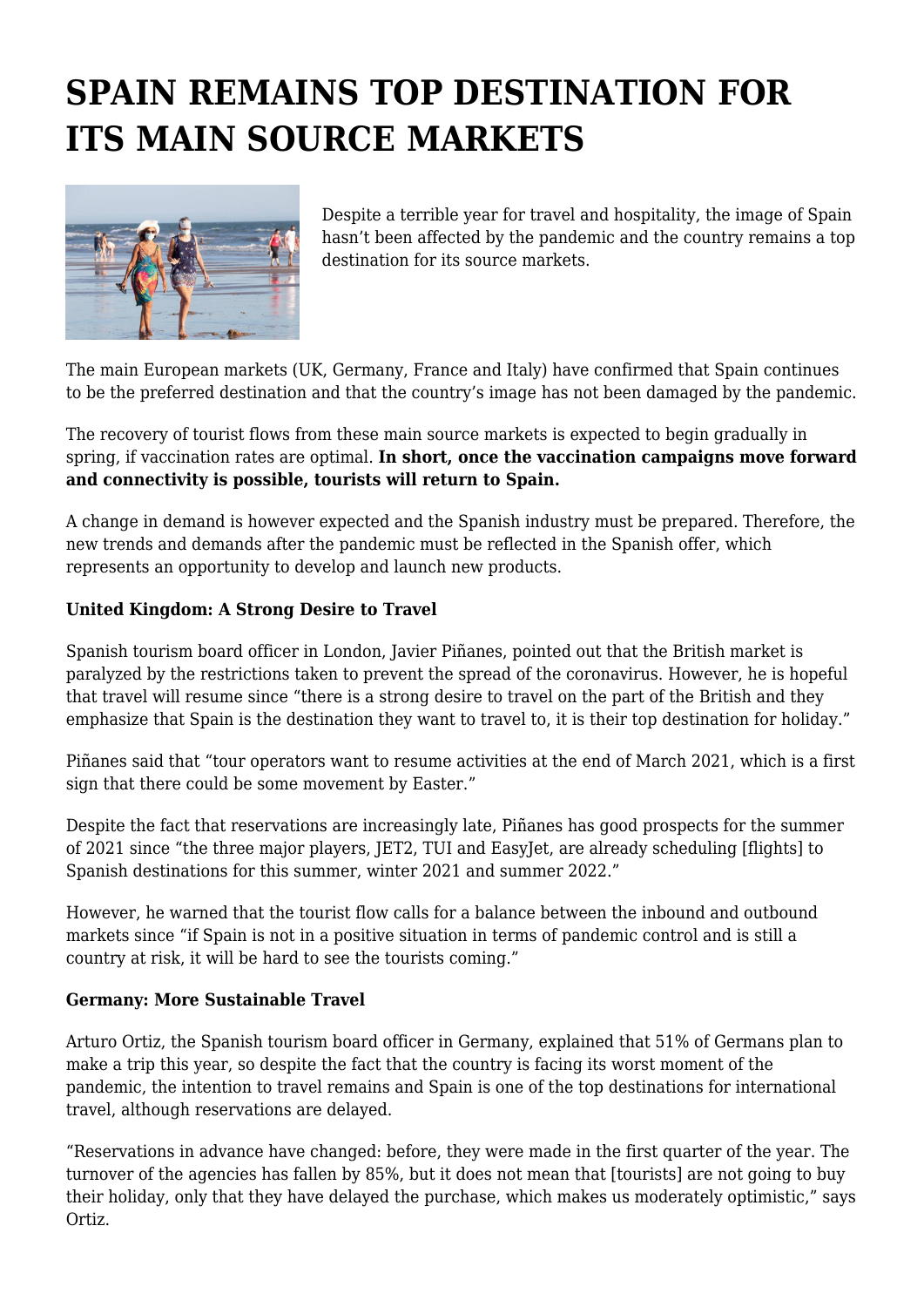# SPAIN REMAINS TOP DESTINATION FOR ITS MAIN SOURCE MARKETS

Despite a terrible year for travel and hospitality, the image of Spain hasn't been affected by the pandemic and the country remains a top destination for its source markets.

The main European markets (UK, Germany, France and Italy) have confirmed that Spain continues to be the preferred destination and that the country's image has not been damaged by the pandemic.

The recovery of tourist flows from these main source markets is expected to begin gradually in spring, if vaccination rates are optimal. **In short, once the vaccination campaigns move forward and connectivity is possible, tourists will return to Spain.**

A change in demand is however expected and the Spanish industry must be prepared. Therefore, the new trends and demands after the pandemic must be reflected in the Spanish offer, which represents an opportunity to develop and launch new products.

**United Kingdom: A Strong Desire to Travel**

Spanish tourism board officer in London, Javier Piñanes, pointed out that the British market is paralyzed by the restrictions taken to prevent the spread of the coronavirus. However, he is hopeful that travel will resume since "there is a strong desire to travel on the part of the British and they emphasize that Spain is the destination they want to travel to, it is their top destination for holiday."

Piñanes said that "tour operators want to resume activities at the end of March 2021, which is a first sign that there could be some movement by Easter."

Despite the fact that reservations are increasingly late, Piñanes has good prospects for the summer of 2021 since "the three major players, JET2, TUI and EasyJet, are already scheduling [flights] to Spanish destinations for this summer, winter 2021 and summer 2022."

However, he warned that the tourist flow calls for a balance between the inbound and outbound markets since "if Spain is not in a positive situation in terms of pandemic control and is still a country at risk, it will be hard to see the tourists coming."

**Germany: More Sustainable Travel**

Arturo Ortiz, the Spanish tourism board officer in Germany, explained that 51% of Germans plan to make a trip this year, so despite the fact that the country is facing its worst moment of the pandemic, the intention to travel remains and Spain is one of the top destinations for international travel, although reservations are delayed.

"Reservations in advance have changed: before, they were made in the first quarter of the year. The turnover of the agencies has fallen by 85%, but it does not mean that [tourists] are not going to buy their holiday, only that they have delayed the purchase, which makes us moderately optimistic," says Ortiz.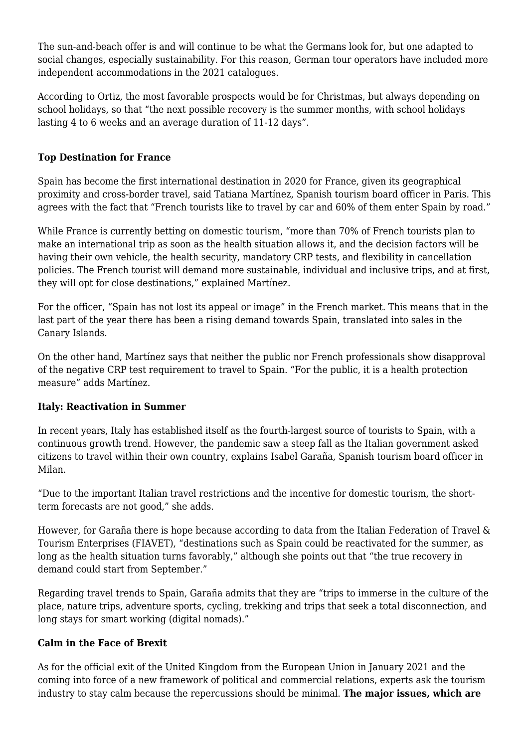The sun-and-beach offer is and will continue to be what the Germans look for, but one adapted to social changes, especially sustainability. For this reason, German tour operators have included more independent accommodations in the 2021 catalogues.

According to Ortiz, the most favorable prospects would be for Christmas, but always depending on school holidays, so that "the next possible recovery is the summer months, with school holidays lasting 4 to 6 weeks and an average duration of 11-12 days".

**Top Destination for France**

Spain has become the first international destination in 2020 for France, given its geographical proximity and cross-border travel, said Tatiana Martínez, Spanish tourism board officer in Paris. This agrees with the fact that "French tourists like to travel by car and 60% of them enter Spain by road."

While France is currently betting on domestic tourism, "more than 70% of French tourists plan to make an international trip as soon as the health situation allows it, and the decision factors will be having their own vehicle, the health security, mandatory CRP tests, and flexibility in cancellation policies. The French tourist will demand more sustainable, individual and inclusive trips, and at first, they will opt for close destinations," explained Martínez.

For the officer, "Spain has not lost its appeal or image" in the French market. This means that in the last part of the year there has been a rising demand towards Spain, translated into sales in the Canary Islands.

On the other hand, Martínez says that neither the public nor French professionals show disapproval of the negative CRP test requirement to travel to Spain. "For the public, it is a health protection measure" adds Martínez.

**Italy: Reactivation in Summer**

In recent years, Italy has established itself as the fourth-largest source of tourists to Spain, with a continuous growth trend. However, the pandemic saw a steep fall as the Italian government asked citizens to travel within their own country, explains Isabel Garaña, Spanish tourism board officer in Milan.

"Due to the important Italian travel restrictions and the incentive for domestic tourism, the short-term forecasts are not good," she adds.

However, for Garaña there is hope because according to data from the Italian Federation of Travel & Tourism Enterprises (FIAVET), "destinations such as Spain could be reactivated for the summer, as long as the health situation turns favorably," although she points out that "the true recovery in demand could start from September."

Regarding travel trends to Spain, Garaña admits that they are "trips to immerse in the culture of the place, nature trips, adventure sports, cycling, trekking and trips that seek a total disconnection, and long stays for smart working (digital nomads)."

**Calm in the Face of Brexit**

As for the official exit of the United Kingdom from the European Union in January 2021 and the coming into force of a new framework of political and commercial relations, experts ask the tourism industry to stay calm because the repercussions should be minimal. **The major issues, which are**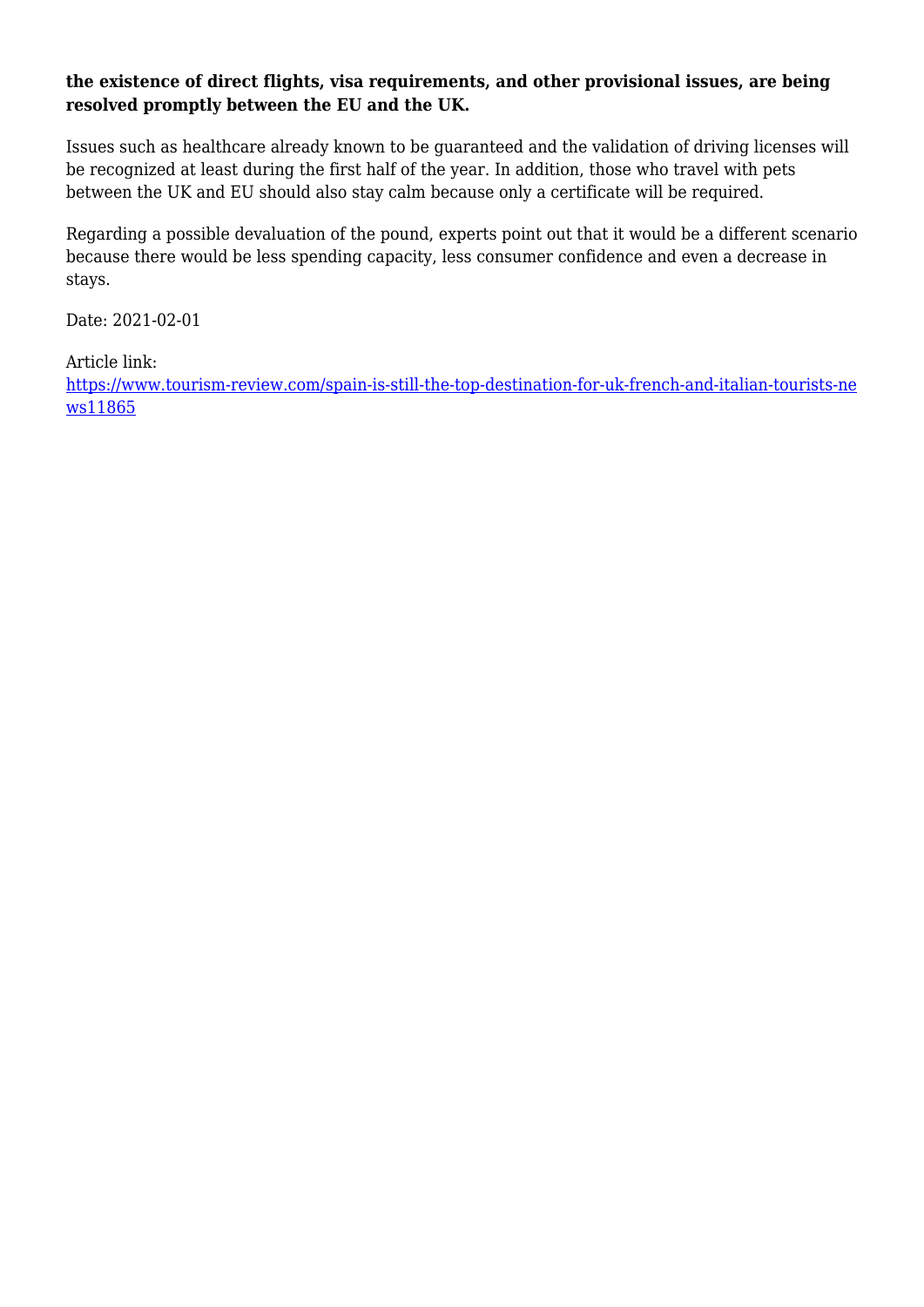**the existence of direct flights, visa requirements, and other provisional issues, are being resolved promptly between the EU and the UK.**

Issues such as healthcare already known to be guaranteed and the validation of driving licenses will be recognized at least during the first half of the year. In addition, those who travel with pets between the UK and EU should also stay calm because only a certificate will be required.

Regarding a possible devaluation of the pound, experts point out that it would be a different scenario because there would be less spending capacity, less consumer confidence and even a decrease in stays.

Date: 2021-02-01

Article link:
[https://www.tourism-review.com/spain-is-still-the-top-destination-for-uk-french-and-italian-tourists-news11865](https://www.tourism-review.com/spain-is-still-the-top-destination-for-uk-french-and-italian-tourists-news11865)